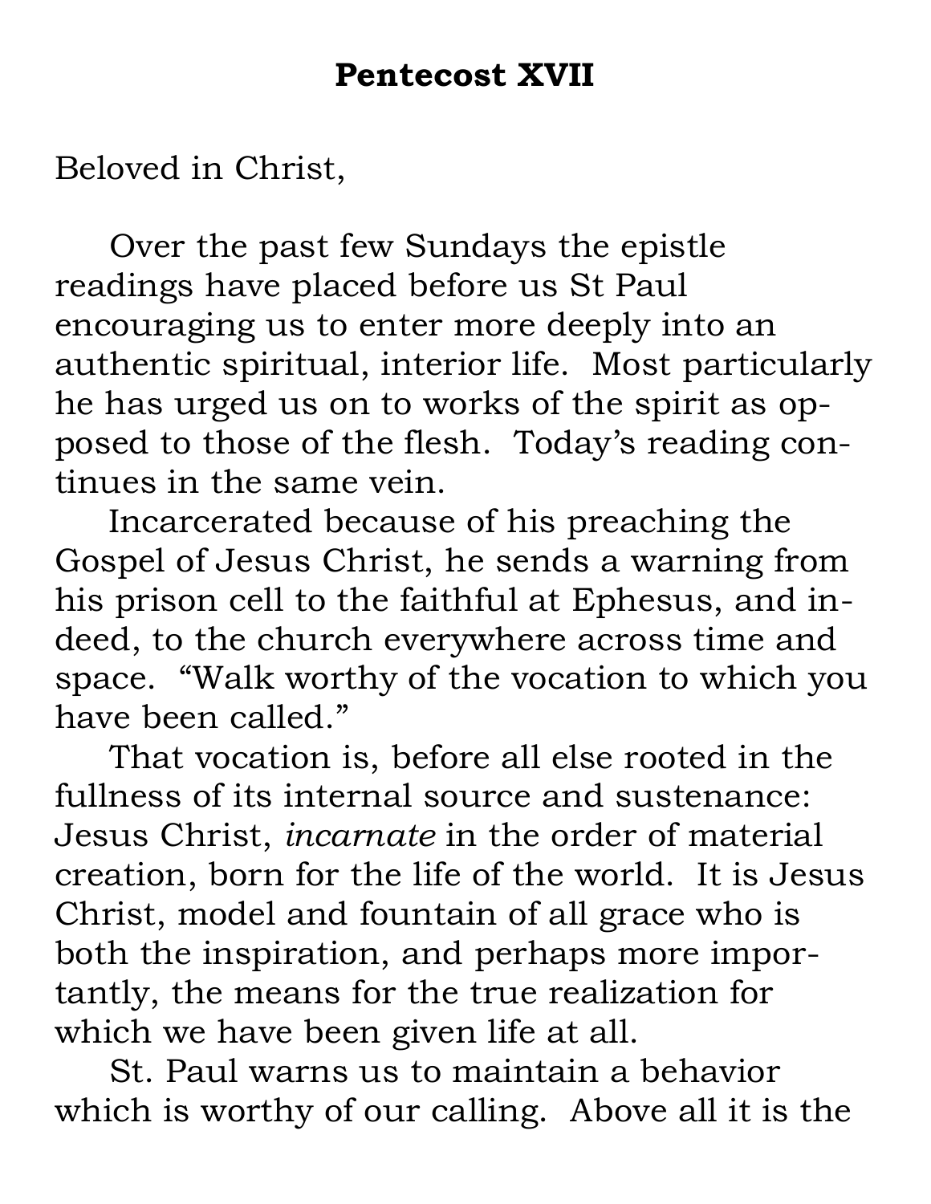# Pentecost XVII

Beloved in Christ,

Over the past few Sundays the epistle readings have placed before us St Paul encouraging us to enter more deeply into an authentic spiritual, interior life. Most particularly he has urged us on to works of the spirit as opposed to those of the flesh. Today's reading continues in the same vein.

Incarcerated because of his preaching the Gospel of Jesus Christ, he sends a warning from his prison cell to the faithful at Ephesus, and indeed, to the church everywhere across time and space. "Walk worthy of the vocation to which you have been called."

That vocation is, before all else rooted in the fullness of its internal source and sustenance: Jesus Christ, *incarnate* in the order of material creation, born for the life of the world. It is Jesus Christ, model and fountain of all grace who is both the inspiration, and perhaps more importantly, the means for the true realization for which we have been given life at all.

St. Paul warns us to maintain a behavior which is worthy of our calling. Above all it is the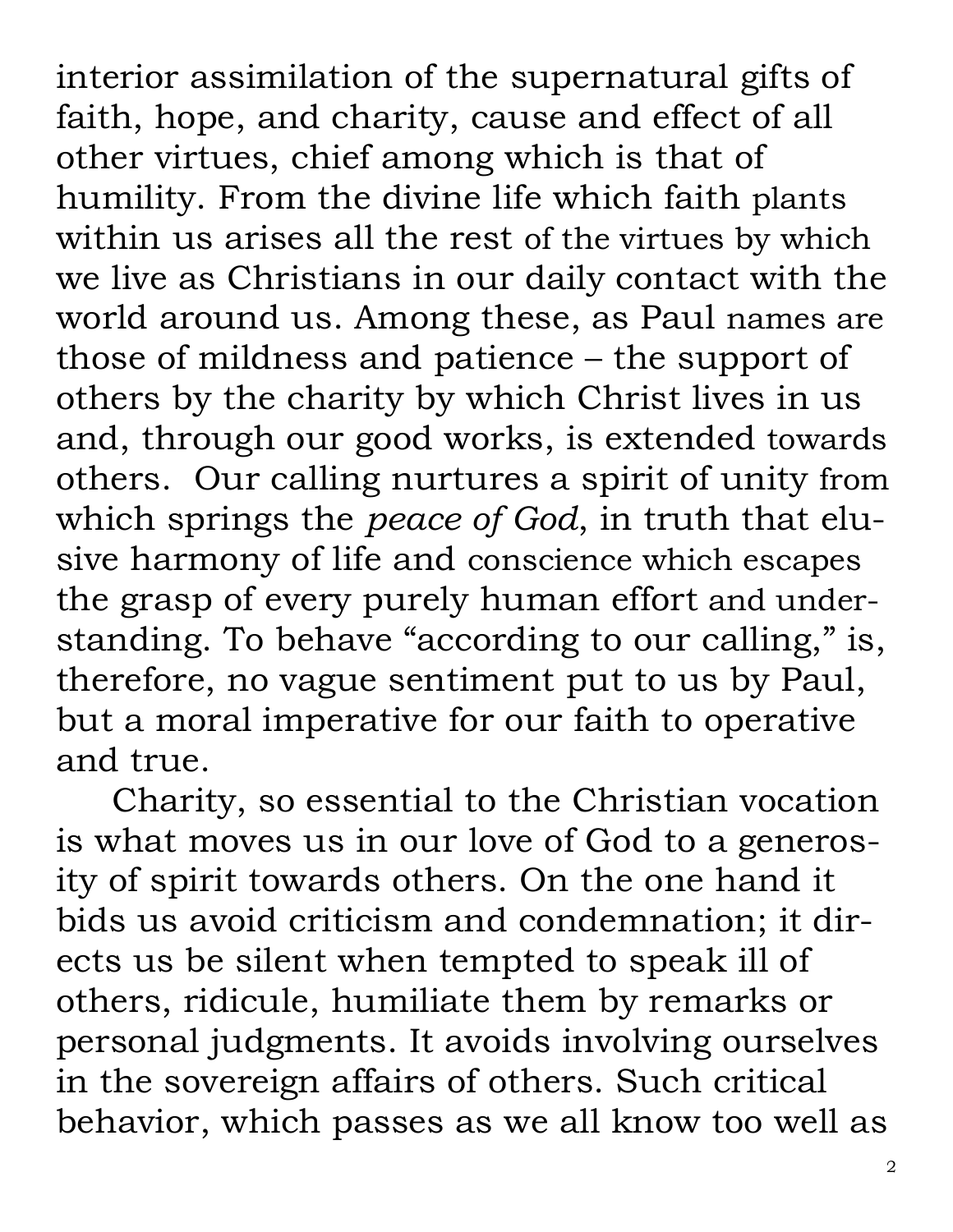interior assimilation of the supernatural gifts of faith, hope, and charity, cause and effect of all other virtues, chief among which is that of humility. From the divine life which faith plants within us arises all the rest of the virtues by which we live as Christians in our daily contact with the world around us. Among these, as Paul names are those of mildness and patience – the support of others by the charity by which Christ lives in us and, through our good works, is extended towards others. Our calling nurtures a spirit of unity from which springs the *peace of God*, in truth that elusive harmony of life and conscience which escapes the grasp of every purely human effort and understanding. To behave "according to our calling," is, therefore, no vague sentiment put to us by Paul, but a moral imperative for our faith to operative and true.

Charity, so essential to the Christian vocation is what moves us in our love of God to a generosity of spirit towards others. On the one hand it bids us avoid criticism and condemnation; it directs us be silent when tempted to speak ill of others, ridicule, humiliate them by remarks or personal judgments. It avoids involving ourselves in the sovereign affairs of others. Such critical behavior, which passes as we all know too well as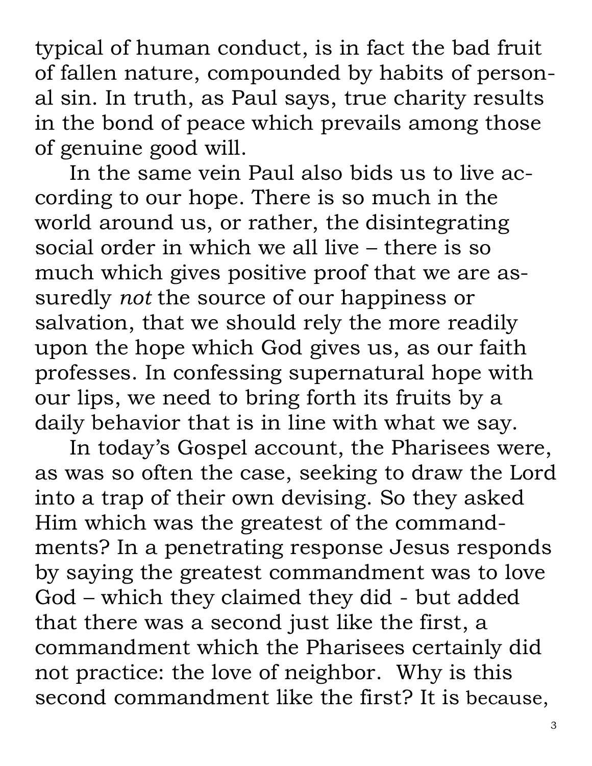typical of human conduct, is in fact the bad fruit of fallen nature, compounded by habits of personal sin. In truth, as Paul says, true charity results in the bond of peace which prevails among those of genuine good will.

In the same vein Paul also bids us to live according to our hope. There is so much in the world around us, or rather, the disintegrating social order in which we all live – there is so much which gives positive proof that we are assuredly *not* the source of our happiness or salvation, that we should rely the more readily upon the hope which God gives us, as our faith professes. In confessing supernatural hope with our lips, we need to bring forth its fruits by a daily behavior that is in line with what we say.

In today's Gospel account, the Pharisees were, as was so often the case, seeking to draw the Lord into a trap of their own devising. So they asked Him which was the greatest of the commandments? In a penetrating response Jesus responds by saying the greatest commandment was to love God – which they claimed they did - but added that there was a second just like the first, a commandment which the Pharisees certainly did not practice: the love of neighbor. Why is this second commandment like the first? It is because,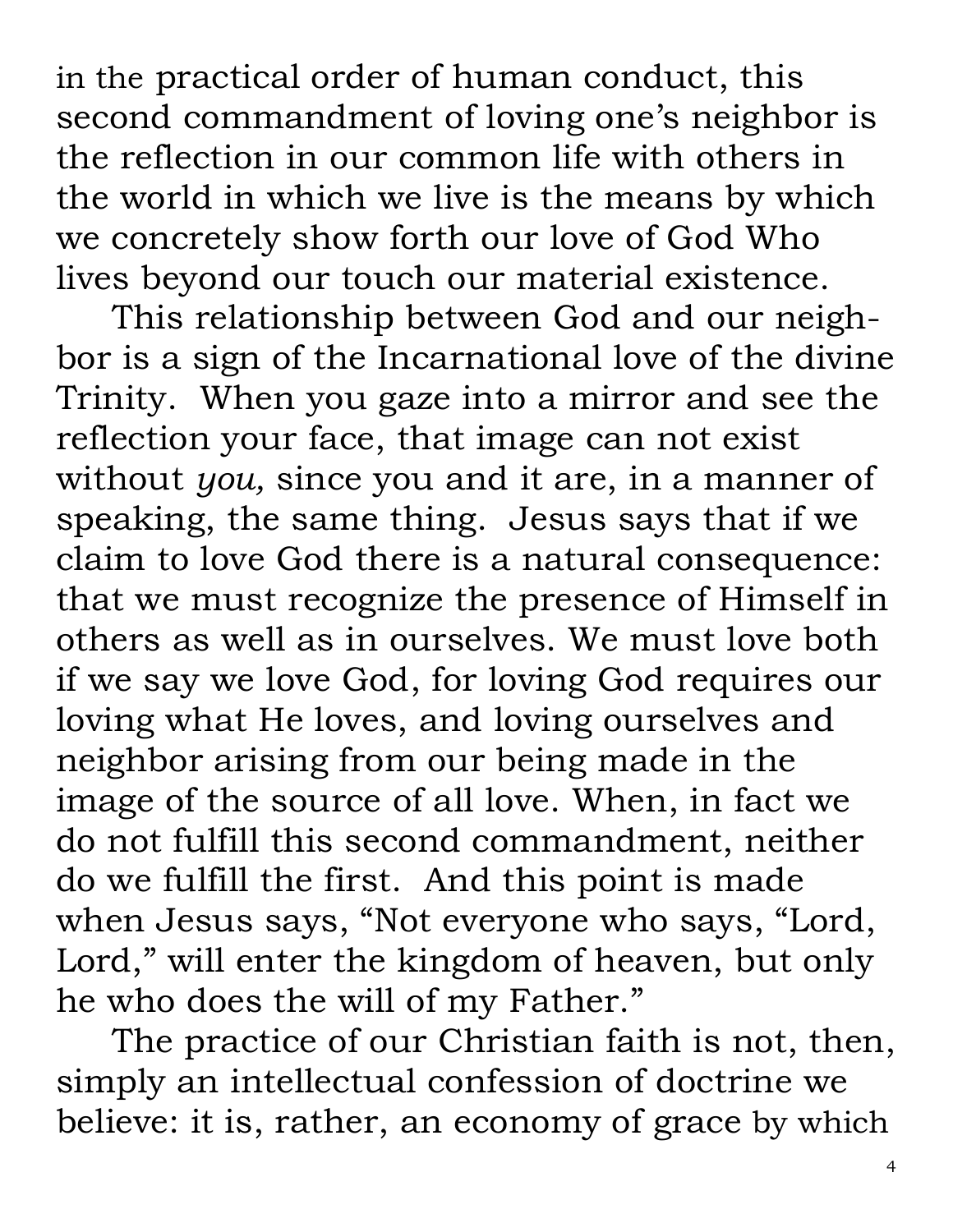in the practical order of human conduct, this second commandment of loving one's neighbor is the reflection in our common life with others in the world in which we live is the means by which we concretely show forth our love of God Who lives beyond our touch our material existence.

This relationship between God and our neighbor is a sign of the Incarnational love of the divine Trinity. When you gaze into a mirror and see the reflection your face, that image can not exist without *you,* since you and it are, in a manner of speaking, the same thing. Jesus says that if we claim to love God there is a natural consequence: that we must recognize the presence of Himself in others as well as in ourselves. We must love both if we say we love God, for loving God requires our loving what He loves, and loving ourselves and neighbor arising from our being made in the image of the source of all love. When, in fact we do not fulfill this second commandment, neither do we fulfill the first. And this point is made when Jesus says, "Not everyone who says, "Lord, Lord," will enter the kingdom of heaven, but only he who does the will of my Father."

The practice of our Christian faith is not, then, simply an intellectual confession of doctrine we believe: it is, rather, an economy of grace by which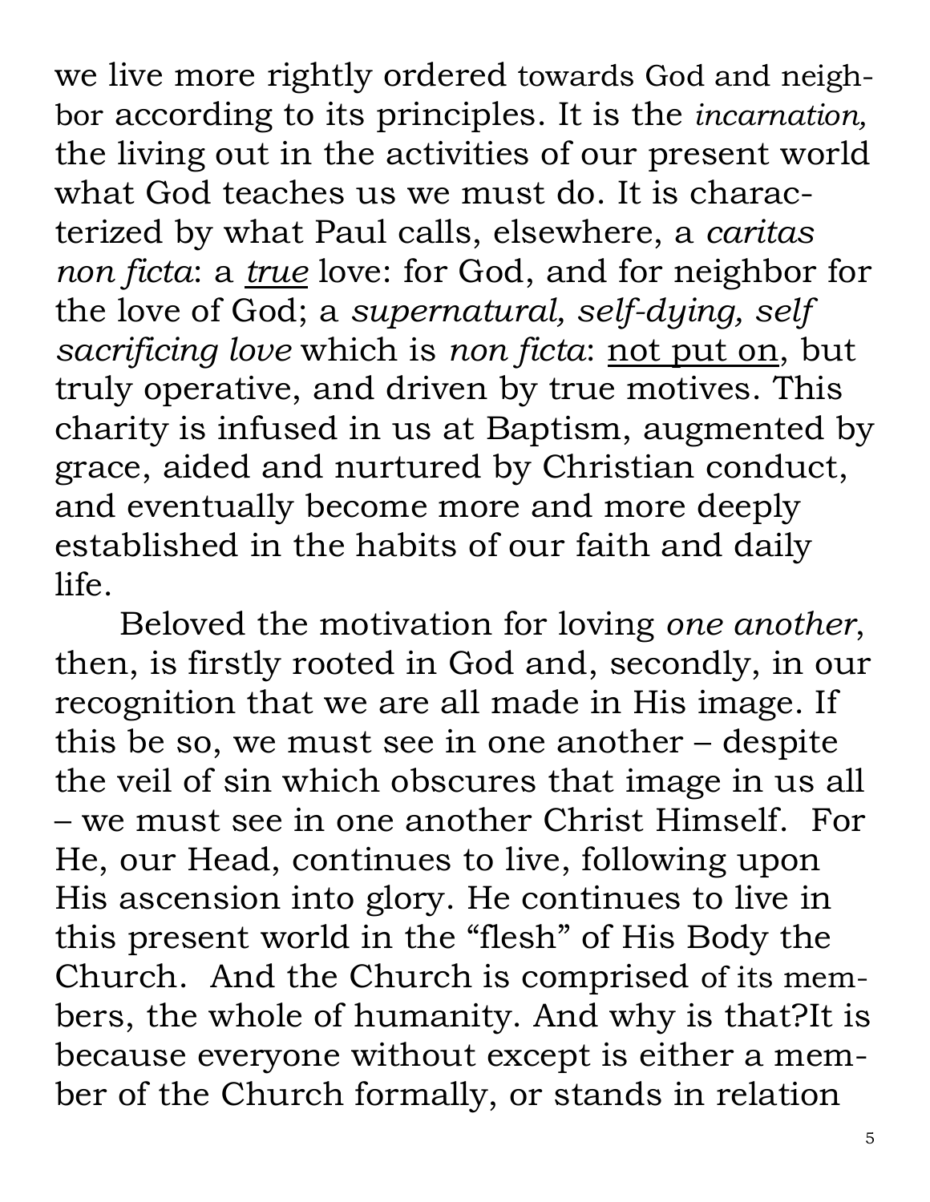we live more rightly ordered towards God and neighbor according to its principles. It is the *incarnation,* the living out in the activities of our present world what God teaches us we must do. It is characterized by what Paul calls, elsewhere, a *caritas non ficta*: a *true* love: for God, and for neighbor for the love of God; a *supernatural, self-dying, self sacrificing love* which is *non ficta*: not put on, but truly operative, and driven by true motives. This charity is infused in us at Baptism, augmented by grace, aided and nurtured by Christian conduct, and eventually become more and more deeply established in the habits of our faith and daily life.

Beloved the motivation for loving *one another*, then, is firstly rooted in God and, secondly, in our recognition that we are all made in His image. If this be so, we must see in one another – despite the veil of sin which obscures that image in us all – we must see in one another Christ Himself. For He, our Head, continues to live, following upon His ascension into glory. He continues to live in this present world in the "flesh" of His Body the Church. And the Church is comprised of its members, the whole of humanity. And why is that?It is because everyone without except is either a member of the Church formally, or stands in relation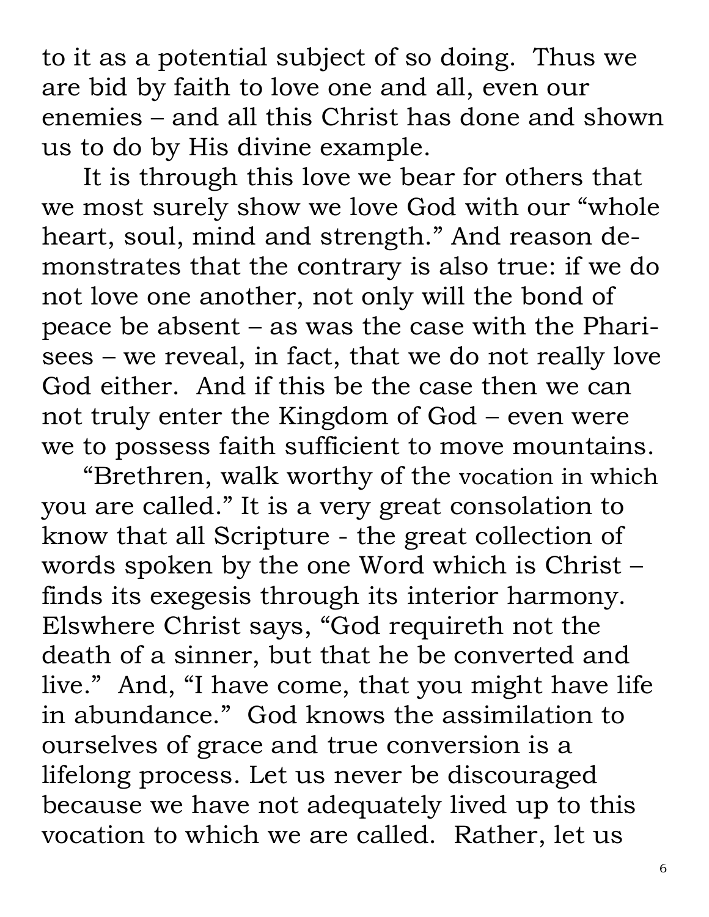to it as a potential subject of so doing. Thus we are bid by faith to love one and all, even our enemies – and all this Christ has done and shown us to do by His divine example.

It is through this love we bear for others that we most surely show we love God with our "whole heart, soul, mind and strength." And reason demonstrates that the contrary is also true: if we do not love one another, not only will the bond of peace be absent – as was the case with the Pharisees – we reveal, in fact, that we do not really love God either. And if this be the case then we can not truly enter the Kingdom of God – even were we to possess faith sufficient to move mountains.

"Brethren, walk worthy of the vocation in which you are called." It is a very great consolation to know that all Scripture - the great collection of words spoken by the one Word which is Christ – finds its exegesis through its interior harmony. Elswhere Christ says, "God requireth not the death of a sinner, but that he be converted and live." And, "I have come, that you might have life in abundance." God knows the assimilation to ourselves of grace and true conversion is a lifelong process. Let us never be discouraged because we have not adequately lived up to this vocation to which we are called. Rather, let us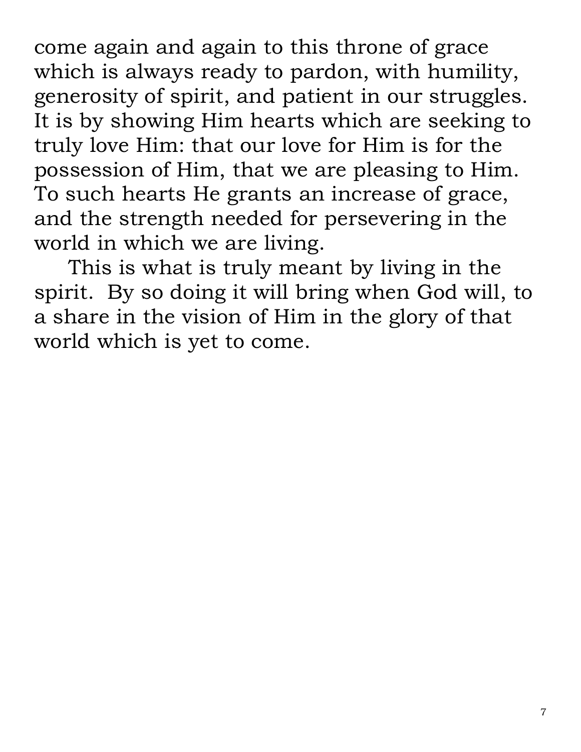come again and again to this throne of grace which is always ready to pardon, with humility, generosity of spirit, and patient in our struggles. It is by showing Him hearts which are seeking to truly love Him: that our love for Him is for the possession of Him, that we are pleasing to Him. To such hearts He grants an increase of grace, and the strength needed for persevering in the world in which we are living.

This is what is truly meant by living in the spirit.  By so doing it will bring when God will, to a share in the vision of Him in the glory of that world which is yet to come.